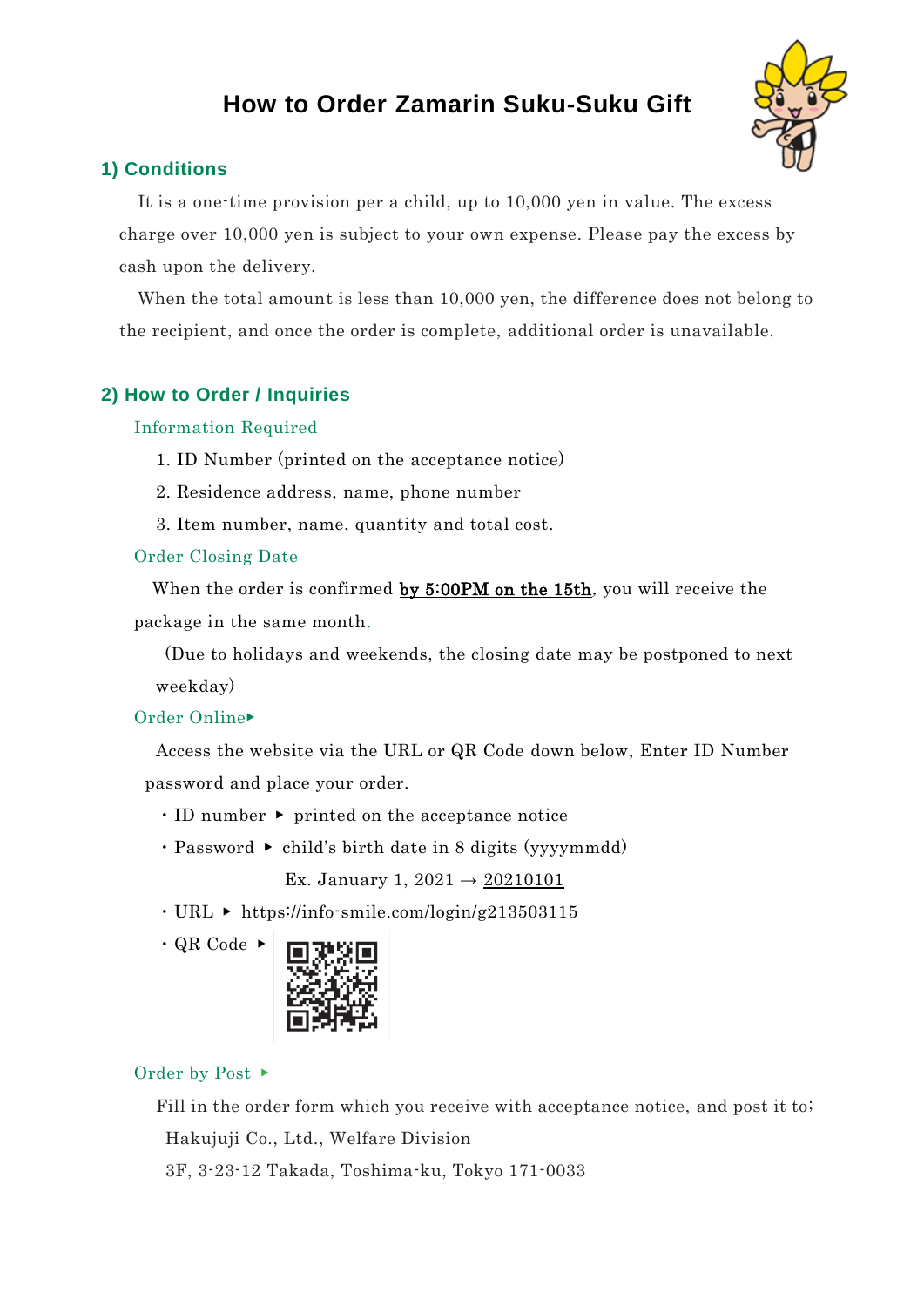# How to Order Zamarin Suku-Suku Gift

## 1) Conditions

It is a one-time provision per a child, up to 10,000 yen in value. The excess charge over 10,000 yen is subject to your own expense. Please pay the excess by cash upon the delivery.

When the total amount is less than 10,000 yen, the difference does not belong to the recipient, and once the order is complete, additional order is unavailable.

## 2) How to Order / Inquiries

### Information Required

1. ID Number (printed on the acceptance notice)
2. Residence address, name, phone number
3. Item number, name, quantity and total cost.

### Order Closing Date

When the order is confirmed **by 5:00PM on the 15th**, you will receive the package in the same month.

(Due to holidays and weekends, the closing date may be postponed to next weekday)

### Order Online▸

Access the website via the URL or QR Code down below, Enter ID Number password and place your order.

- ID number ▸ printed on the acceptance notice
- Password ▸ child's birth date in 8 digits (yyyymmdd)
  Ex. January 1, 2021 → 20210101
- URL ▸ https://info-smile.com/login/g213503115
- QR Code ▸

### Order by Post ▸

Fill in the order form which you receive with acceptance notice, and post it to;

Hakujuji Co., Ltd., Welfare Division
3F, 3-23-12 Takada, Toshima-ku, Tokyo 171-0033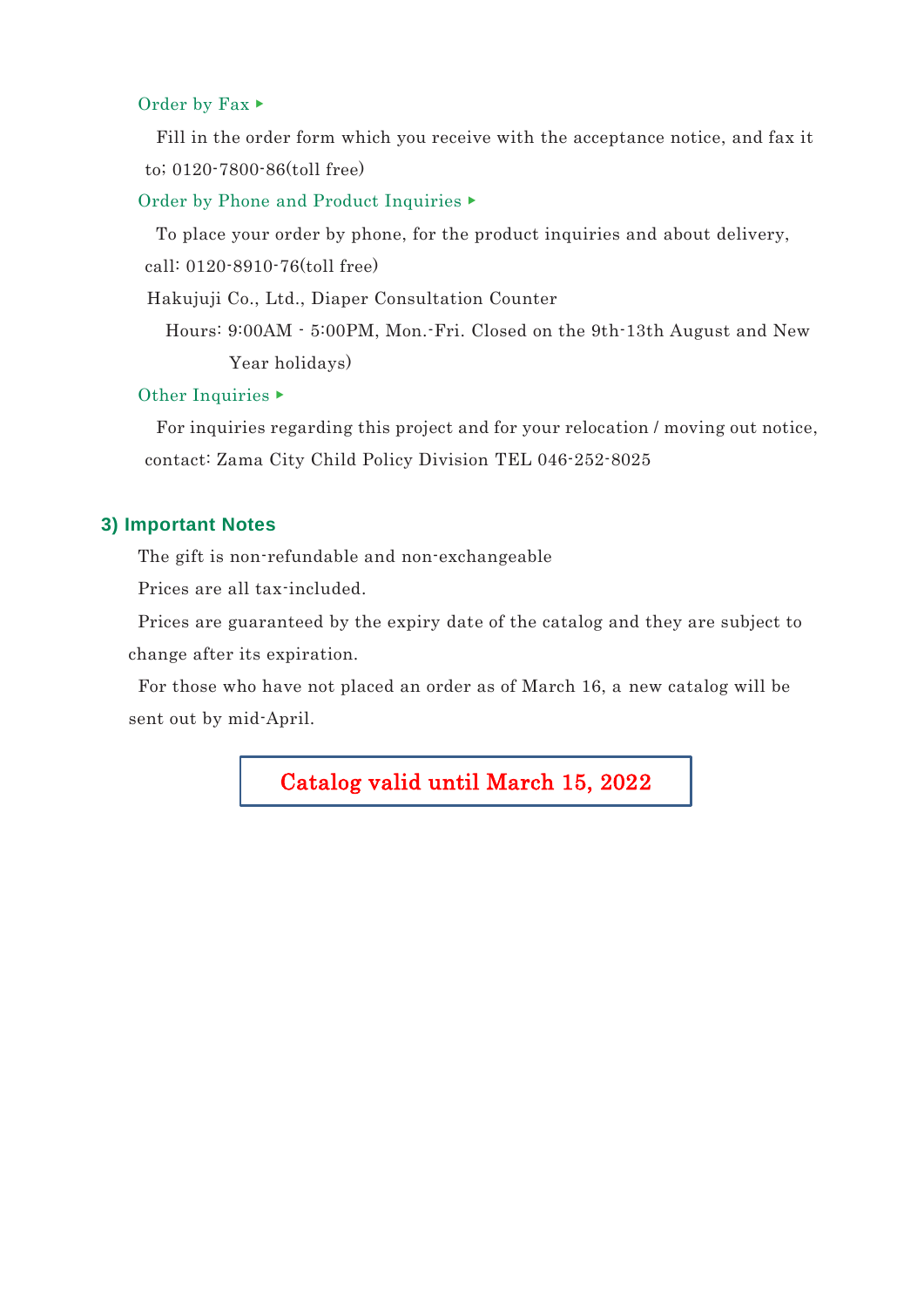Order by Fax ▸

Fill in the order form which you receive with the acceptance notice, and fax it to; 0120-7800-86(toll free)

Order by Phone and Product Inquiries ▸

To place your order by phone, for the product inquiries and about delivery, call: 0120-8910-76(toll free)

Hakujuji Co., Ltd., Diaper Consultation Counter

Hours: 9:00AM - 5:00PM, Mon.-Fri. Closed on the 9th-13th August and New Year holidays)

Other Inquiries ▸

For inquiries regarding this project and for your relocation / moving out notice, contact: Zama City Child Policy Division TEL 046-252-8025

### 3) Important Notes

The gift is non-refundable and non-exchangeable

Prices are all tax-included.

Prices are guaranteed by the expiry date of the catalog and they are subject to change after its expiration.

For those who have not placed an order as of March 16, a new catalog will be sent out by mid-April.

**Catalog valid until March 15, 2022**